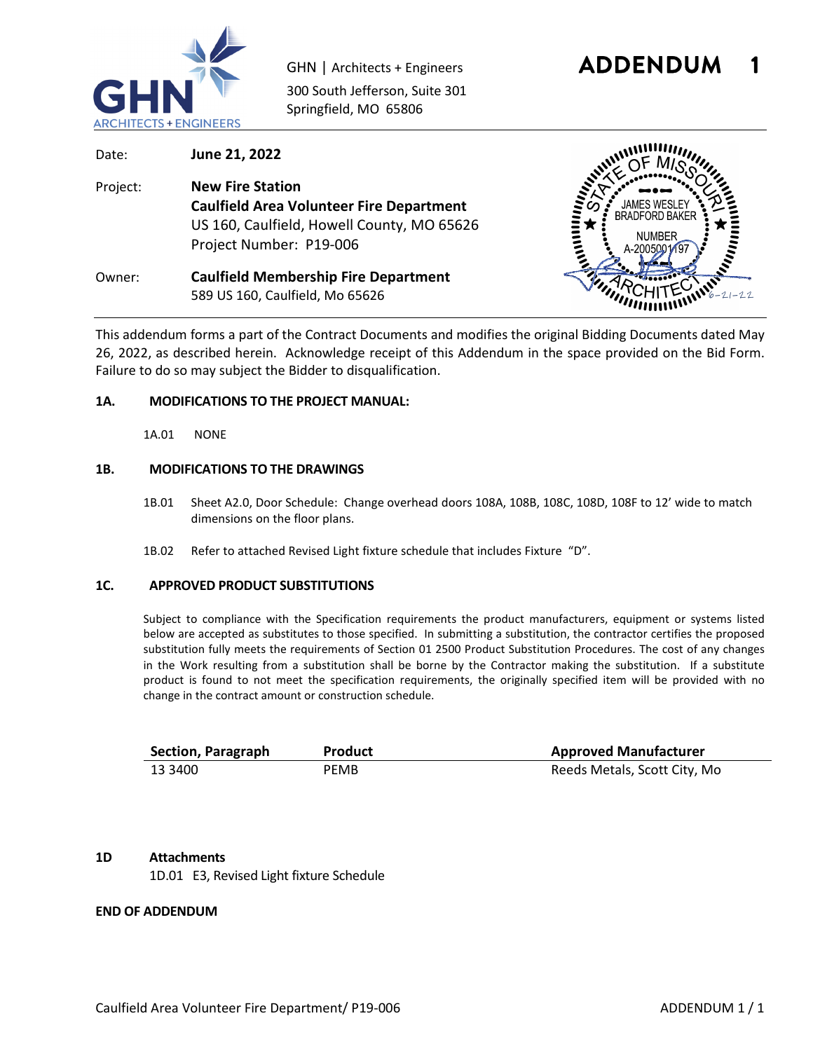GHN | Architects + Engineers
300 South Jefferson, Suite 301
Springfield, MO 65806

# ADDENDUM 1

Date: **June 21, 2022**

Project: **New Fire Station**
**Caulfield Area Volunteer Fire Department**
US 160, Caulfield, Howell County, MO 65626
Project Number: P19-006

Owner: **Caulfield Membership Fire Department**
589 US 160, Caulfield, Mo 65626

STATE OF MISSOURI
JAMES WESLEY BRADFORD BAKER
NUMBER A-2005001197
ARCHITECT
6-21-22

This addendum forms a part of the Contract Documents and modifies the original Bidding Documents dated May 26, 2022, as described herein. Acknowledge receipt of this Addendum in the space provided on the Bid Form. Failure to do so may subject the Bidder to disqualification.

## 1A. MODIFICATIONS TO THE PROJECT MANUAL:

1A.01 NONE

## 1B. MODIFICATIONS TO THE DRAWINGS

1B.01 Sheet A2.0, Door Schedule: Change overhead doors 108A, 108B, 108C, 108D, 108F to 12' wide to match dimensions on the floor plans.

1B.02 Refer to attached Revised Light fixture schedule that includes Fixture "D".

## 1C. APPROVED PRODUCT SUBSTITUTIONS

Subject to compliance with the Specification requirements the product manufacturers, equipment or systems listed below are accepted as substitutes to those specified. In submitting a substitution, the contractor certifies the proposed substitution fully meets the requirements of Section 01 2500 Product Substitution Procedures. The cost of any changes in the Work resulting from a substitution shall be borne by the Contractor making the substitution. If a substitute product is found to not meet the specification requirements, the originally specified item will be provided with no change in the contract amount or construction schedule.

| Section, Paragraph | Product | Approved Manufacturer |
|---|---|---|
| 13 3400 | PEMB | Reeds Metals, Scott City, Mo |

## 1D Attachments

1D.01 E3, Revised Light fixture Schedule

**END OF ADDENDUM**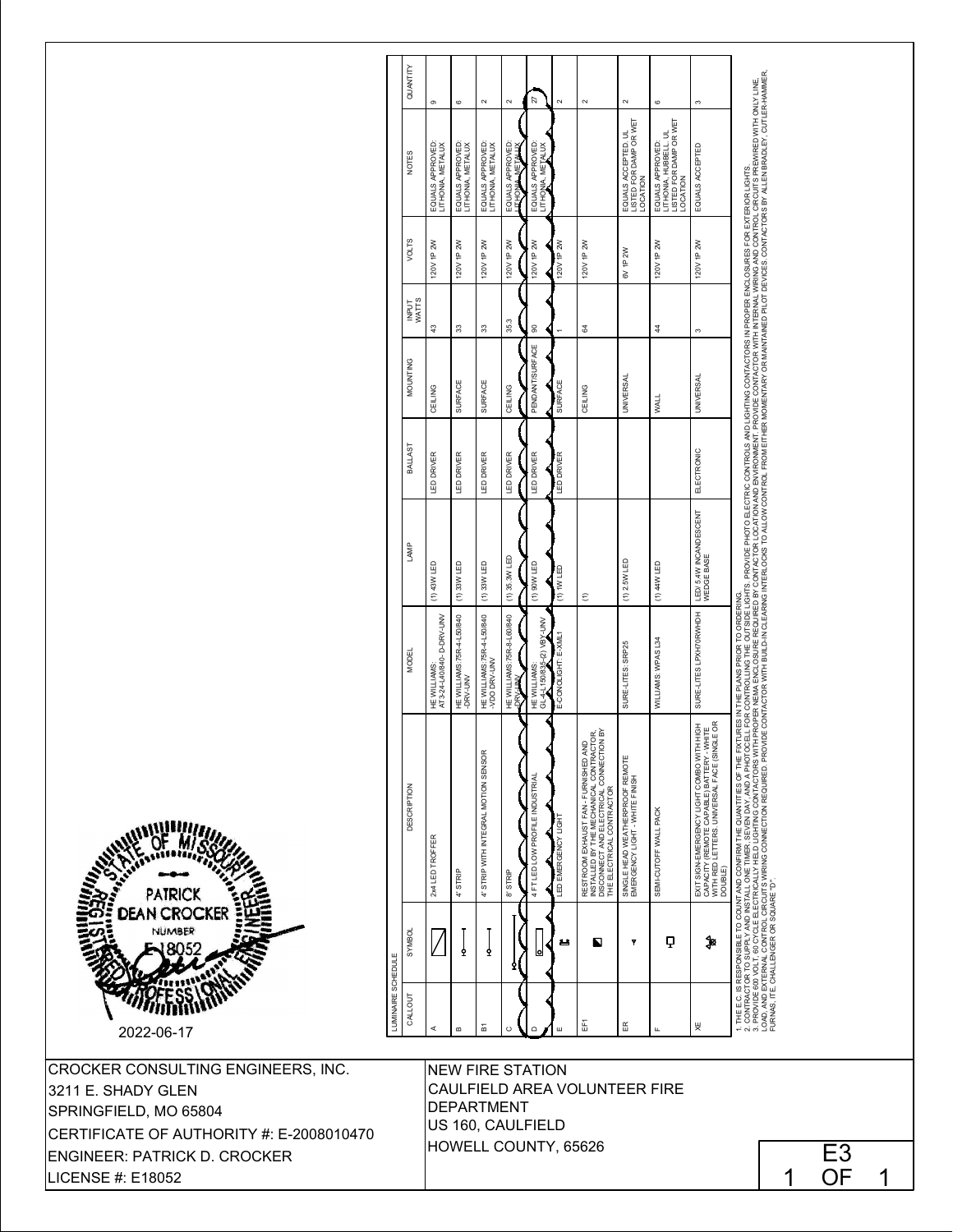## LUMINAIRE SCHEDULE

| CALLOUT | SYMBOL | DESCRIPTION | MODEL | LAMP | BALLAST | MOUNTING | INPUT WATTS | VOLTS | NOTES | QUANTITY |
|---|---|---|---|---|---|---|---|---|---|---|
| A | | 2x4 LED TROFFER | HE WILLIAMS: AT-3-24-L40/840- D-DRV-UNV | (1) 43W LED | LED DRIVER | CEILING | 43 | 120V 1P 2W | EQUALS APPROVED: LITHONIA, METALUX | 9 |
| B | | 4' STRIP | HE WILLIAMS 75R-4-L50/840 -DRV-UNV | (1) 33W LED | LED DRIVER | SURFACE | 33 | 120V 1P 2W | EQUALS APPROVED: LITHONIA, METALUX | 6 |
| B1 | | 4' STRIP WITH INTEGRAL MOTION SENSOR | HE WILLIAMS 75R-4-L50/840 -VDO DRV-UNV | (1) 33W LED | LED DRIVER | SURFACE | 33 | 120V 1P 2W | EQUALS APPROVED: LITHONIA, METALUX | 2 |
| C | | 8' STRIP | HE WILLIAMS 75R-8-L60/840 -DRV-UNV | (1) 35.3W LED | LED DRIVER | CEILING | 35.3 | 120V 1P 2W | EQUALS APPROVED: LITHONIA, METALUX | 2 |
| D | | 4 FT LED LOW PROFILE INDUSTRIAL | HE WILLIAMS: GL-4-L150/835-(2)-VBY-UNV | (1) 90W LED | LED DRIVER | PENDANT/SURFACE | 90 | 120V 1P 2W | EQUALS APPROVED: LITHONIA, METALUX | 27 |
| E | | LED EMERGENCY LIGHT | E-CONOLIGHT: E-XML1 | (1) 1W LED | LED DRIVER | SURFACE | 1 | 120V 1P 2W | | 2 |
| EF1 | | RESTROOM EXHAUST FAN - FURNISHED AND INSTALLED BY THE MECHANICAL CONTRACTOR, DISCONNECT AND ELECTRICAL CONNECTION BY THE ELECTRICAL CONTRACTOR | | (1) | | CEILING | 64 | 120V 1P 2W | | 2 |
| ER | | SINGLE HEAD WEATHERPROOF REMOTE EMERGENCY LIGHT - WHITE FINISH | SURE-LITES: SRP25 | (1) 2.5W LED | | UNIVERSAL | | 6V 1P 2W | EQUALS ACCEPTED. UL LISTED FOR DAMP OR WET LOCATION | 2 |
| F | | SEMI-CUTOFF WALL PACK | WILLIAMS: WPAS L34 | (1) 44W LED | | WALL | 44 | 120V 1P 2W | EQUALS APPROVED: LITHONIA, HUBBELL. UL LISTED FOR DAMP OR WET LOCATION | 6 |
| XE | | EXIT SIGN-EMERGENCY LIGHT COMBO WITH HIGH CAPACITY (REMOTE CAPABLE) BATTERY - WHITE WITH RED LETTERS, UNIVERSAL FACE (SINGLE OR DOUBLE) | SURE-LITES LPXH70RWHDH | LED/ 5.4W INCANDESCENT WEDGE BASE | ELECTRONIC | UNIVERSAL | 3 | 120V 1P 2W | EQUALS ACCEPTED | 3 |

1. THE E.C. IS RESPONSIBLE TO COUNT AND CONFIRM THE QUANTITIES OF THE FIXTURES IN THE PLANS PRIOR TO ORDERING.
2. CONTRACTOR TO SUPPLY AND INSTALL ONE TIMER, SEVEN DAY, AND A PHOTOCELL FOR CONTROLLING THE OUTSIDE LIGHTS. PROVIDE PHOTO ELECTRIC CONTROLS AND LIGHTING CONTACTORS IN PROPER ENCLOSURES FOR EXTERIOR LIGHTS.
3. PROVIDE 600 VOLT, 60 CYCLE ELECTRICALLY HELD LIGHTING CONTACTORS WITH PROPER NEMA ENCLOSURE REQUIRED BY CONTACTOR LOCATION AND ENVIRONMENT. PROVIDE CONTACTOR WITH INTERNAL WIRING AND CONTROL CIRCUITS PREWIRED WITH ONLY LINE, LOAD, AND EXTERNAL CONTROL CIRCUITS WIRING CONNECTION REQUIRED. PROVIDE CONTACTOR WITH BUILD-IN CLEARING INTERLOCKS TO ALLOW CONTROL FROM EITHER MOMENTARY OR MAINTAINED PILOT DEVICES. CONTACTORS BY ALLEN BRADLEY, CUTLER-HAMMER, FURNAS, ITE, CHALLENGER OR SQUARE "D".

STATE OF MISSOURI
PATRICK DEAN CROCKER
NUMBER E-18052
REGISTERED PROFESSIONAL ENGINEER

2022-06-17

CROCKER CONSULTING ENGINEERS, INC.
3211 E. SHADY GLEN
SPRINGFIELD, MO 65804
CERTIFICATE OF AUTHORITY #: E-2008010470
ENGINEER: PATRICK D. CROCKER
LICENSE #: E18052

NEW FIRE STATION
CAULFIELD AREA VOLUNTEER FIRE DEPARTMENT
US 160, CAULFIELD
HOWELL COUNTY, 65626

E3